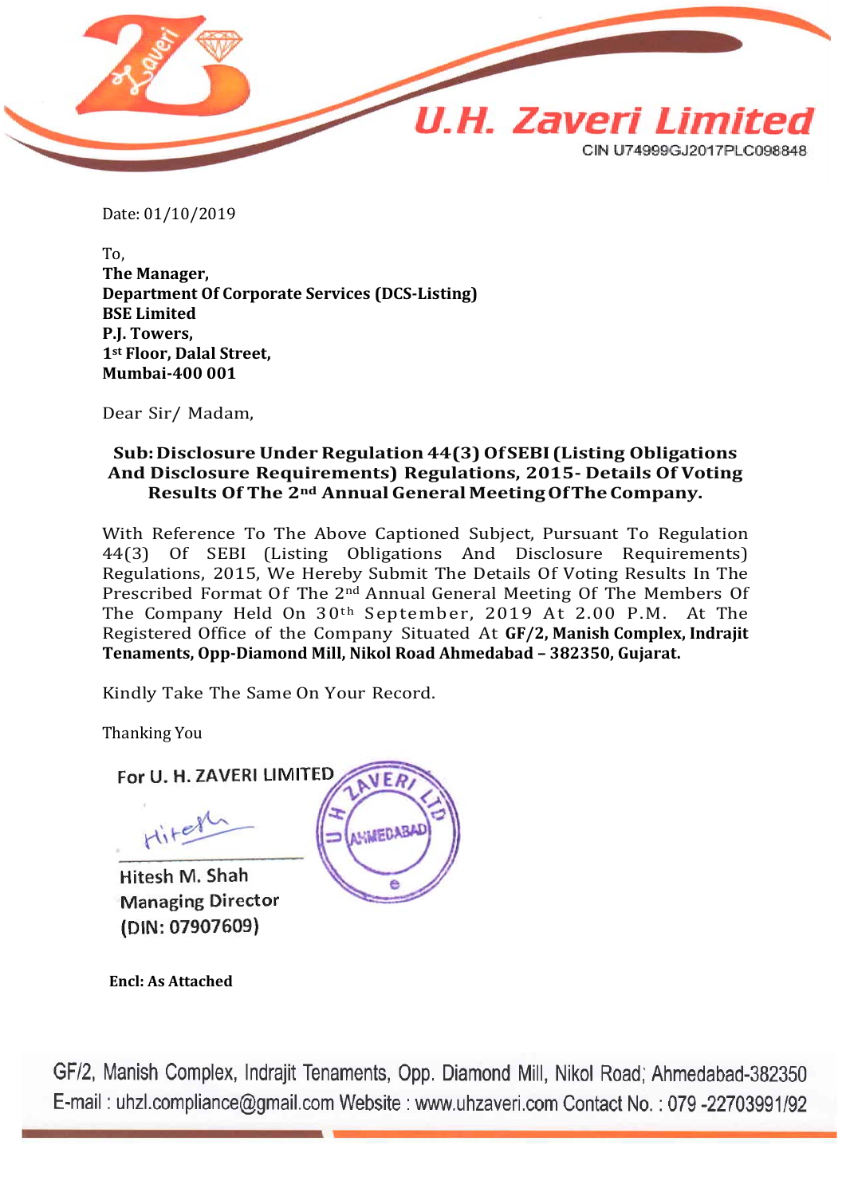**U.H. Zaveri Limited**

CIN U74999GJ2017PLC098848

Date: 01/10/2019

To,
**The Manager,**
**Department Of Corporate Services (DCS-Listing)**
**BSE Limited**
**P.J. Towers,**
**1st Floor, Dalal Street,**
**Mumbai-400 001**

Dear Sir/ Madam,

**Sub: Disclosure Under Regulation 44(3) Of SEBI (Listing Obligations And Disclosure Requirements) Regulations, 2015- Details Of Voting Results Of The 2nd Annual General Meeting Of The Company.**

With Reference To The Above Captioned Subject, Pursuant To Regulation 44(3) Of SEBI (Listing Obligations And Disclosure Requirements) Regulations, 2015, We Hereby Submit The Details Of Voting Results In The Prescribed Format Of The 2nd Annual General Meeting Of The Members Of The Company Held On 30th September, 2019 At 2.00 P.M. At The Registered Office of the Company Situated At **GF/2, Manish Complex, Indrajit Tenaments, Opp-Diamond Mill, Nikol Road Ahmedabad – 382350, Gujarat.**

Kindly Take The Same On Your Record.

Thanking You

For U. H. ZAVERI LIMITED

Hitesh M. Shah
Managing Director
(DIN: 07907609)

**Encl: As Attached**

GF/2, Manish Complex, Indrajit Tenaments, Opp. Diamond Mill, Nikol Road; Ahmedabad-382350
E-mail : uhzl.compliance@gmail.com Website : www.uhzaveri.com Contact No. : 079 -22703991/92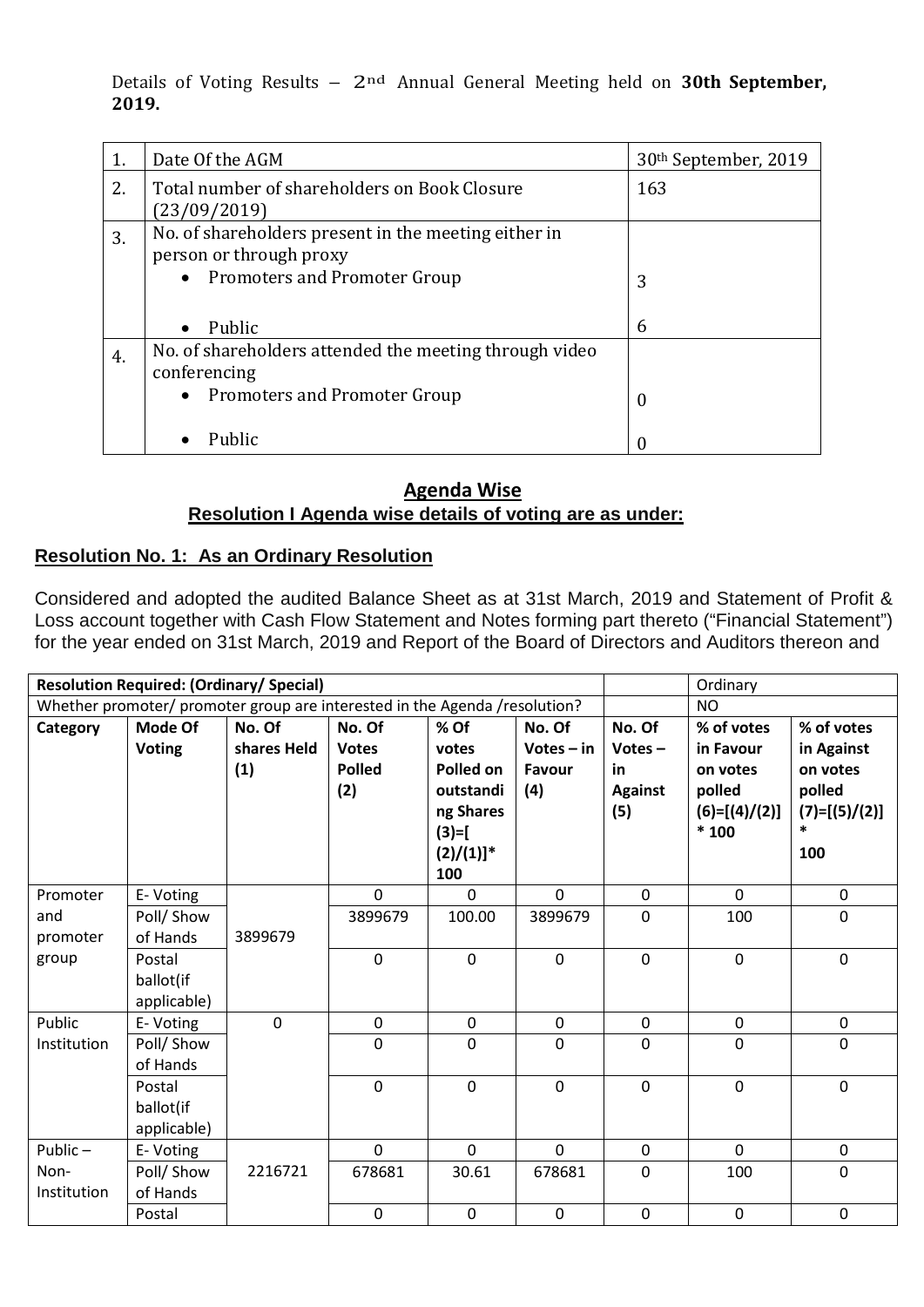Details of Voting Results – 2nd Annual General Meeting held on **30th September, 2019.**

| 1. | Date Of the AGM | 30th September, 2019 |
|---|---|---|
| 2. | Total number of shareholders on Book Closure (23/09/2019) | 163 |
| 3. | No. of shareholders present in the meeting either in person or through proxy<br>• Promoters and Promoter Group<br>• Public | <br>3<br>6 |
| 4. | No. of shareholders attended the meeting through video conferencing<br>• Promoters and Promoter Group<br>• Public | <br>0<br>0 |

## Agenda Wise

### Resolution I Agenda wise details of voting are as under:

**Resolution No. 1: As an Ordinary Resolution**

Considered and adopted the audited Balance Sheet as at 31st March, 2019 and Statement of Profit & Loss account together with Cash Flow Statement and Notes forming part thereto ("Financial Statement") for the year ended on 31st March, 2019 and Report of the Board of Directors and Auditors thereon and

| **Resolution Required: (Ordinary/ Special)** | | | | | | | Ordinary | |
|---|---|---|---|---|---|---|---|---|
| Whether promoter/ promoter group are interested in the Agenda /resolution? | | | | | | | NO | |
| **Category** | **Mode Of Voting** | **No. Of shares Held (1)** | **No. Of Votes Polled (2)** | **% Of votes Polled on outstanding Shares (3)=[(2)/(1)]* 100** | **No. Of Votes – in Favour (4)** | **No. Of Votes – in Against (5)** | **% of votes in Favour on votes polled (6)=[(4)/(2)] * 100** | **% of votes in Against on votes polled (7)=[(5)/(2)] * 100** |
| Promoter and promoter group | E- Voting | 3899679 | 0 | 0 | 0 | 0 | 0 | 0 |
| | Poll/ Show of Hands | | 3899679 | 100.00 | 3899679 | 0 | 100 | 0 |
| | Postal ballot(if applicable) | | 0 | 0 | 0 | 0 | 0 | 0 |
| Public Institution | E- Voting | 0 | 0 | 0 | 0 | 0 | 0 | 0 |
| | Poll/ Show of Hands | | 0 | 0 | 0 | 0 | 0 | 0 |
| | Postal ballot(if applicable) | | 0 | 0 | 0 | 0 | 0 | 0 |
| Public – Non-Institution | E- Voting | 2216721 | 0 | 0 | 0 | 0 | 0 | 0 |
| | Poll/ Show of Hands | | 678681 | 30.61 | 678681 | 0 | 100 | 0 |
| | Postal | | 0 | 0 | 0 | 0 | 0 | 0 |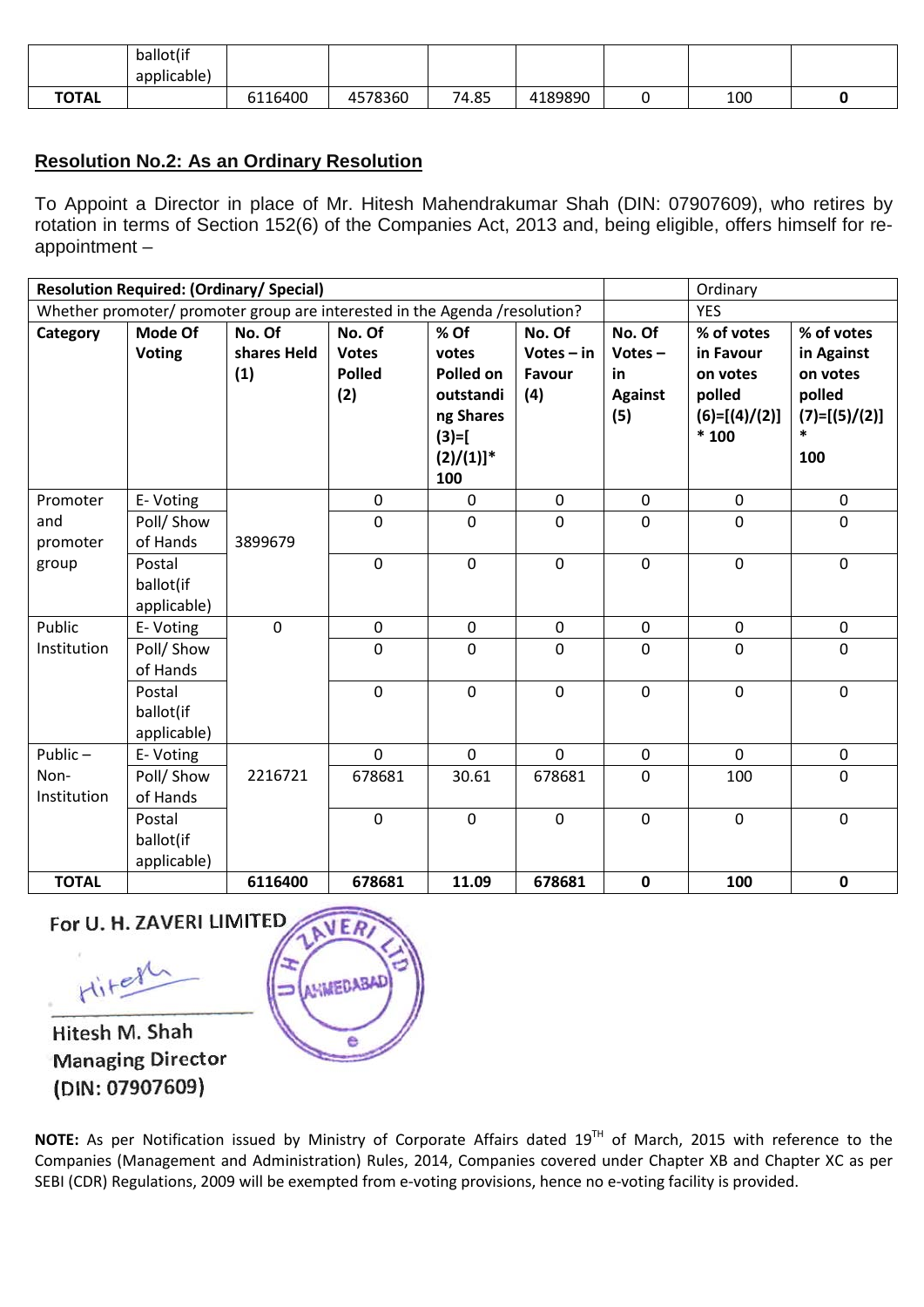| | | | | | | | | |
|---|---|---|---|---|---|---|---|---|
| | ballot(if applicable) | | | | | | | |
| **TOTAL** | | 6116400 | 4578360 | 74.85 | 4189890 | 0 | 100 | **0** |

## Resolution No.2: As an Ordinary Resolution

To Appoint a Director in place of Mr. Hitesh Mahendrakumar Shah (DIN: 07907609), who retires by rotation in terms of Section 152(6) of the Companies Act, 2013 and, being eligible, offers himself for re-appointment –

| **Resolution Required: (Ordinary/ Special)** | | | | | | | Ordinary | |
|---|---|---|---|---|---|---|---|---|
| Whether promoter/ promoter group are interested in the Agenda /resolution? | | | | | | | YES | |
| **Category** | **Mode Of Voting** | **No. Of shares Held (1)** | **No. Of Votes Polled (2)** | **% Of votes Polled on outstanding Shares (3)=[(2)/(1)]* 100** | **No. Of Votes – in Favour (4)** | **No. Of Votes – in Against (5)** | **% of votes in Favour on votes polled (6)=[(4)/(2)] * 100** | **% of votes in Against on votes polled (7)=[(5)/(2)] * 100** |
| Promoter and promoter group | E- Voting | 3899679 | 0 | 0 | 0 | 0 | 0 | 0 |
| | Poll/ Show of Hands | | 0 | 0 | 0 | 0 | 0 | 0 |
| | Postal ballot(if applicable) | | 0 | 0 | 0 | 0 | 0 | 0 |
| Public Institution | E- Voting | 0 | 0 | 0 | 0 | 0 | 0 | 0 |
| | Poll/ Show of Hands | | 0 | 0 | 0 | 0 | 0 | 0 |
| | Postal ballot(if applicable) | | 0 | 0 | 0 | 0 | 0 | 0 |
| Public – Non-Institution | E- Voting | 2216721 | 0 | 0 | 0 | 0 | 0 | 0 |
| | Poll/ Show of Hands | | 678681 | 30.61 | 678681 | 0 | 100 | 0 |
| | Postal ballot(if applicable) | | 0 | 0 | 0 | 0 | 0 | 0 |
| **TOTAL** | | **6116400** | **678681** | **11.09** | **678681** | **0** | **100** | **0** |

For U. H. ZAVERI LIMITED

Hitesh M. Shah
Managing Director
(DIN: 07907609)

**NOTE:** As per Notification issued by Ministry of Corporate Affairs dated 19TH of March, 2015 with reference to the Companies (Management and Administration) Rules, 2014, Companies covered under Chapter XB and Chapter XC as per SEBI (CDR) Regulations, 2009 will be exempted from e-voting provisions, hence no e-voting facility is provided.